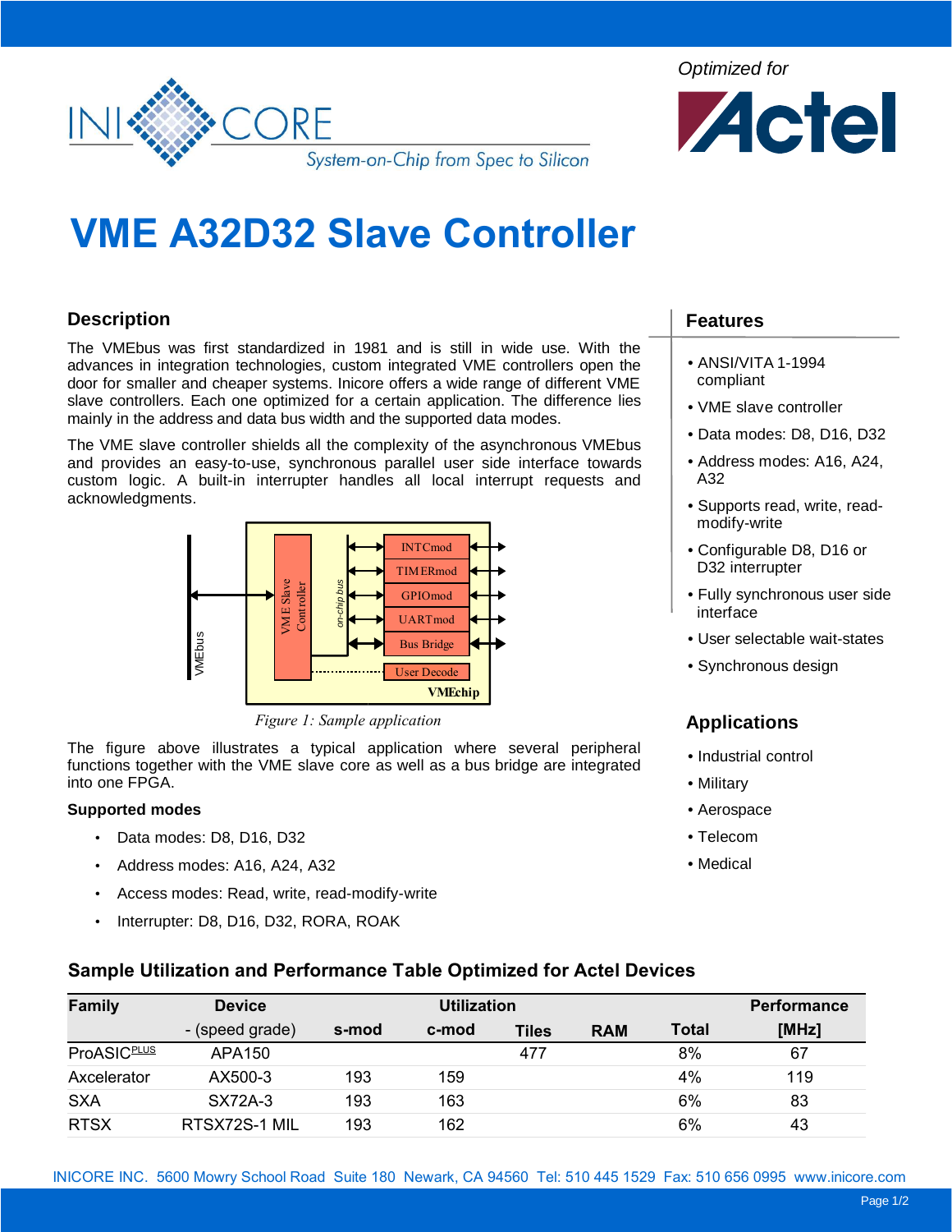INICORE — System-on-Chip from Spec to Silicon

Optimized for Actel

# VME A32D32 Slave Controller

## Description

The VMEbus was first standardized in 1981 and is still in wide use. With the advances in integration technologies, custom integrated VME controllers open the door for smaller and cheaper systems. Inicore offers a wide range of different VME slave controllers. Each one optimized for a certain application. The difference lies mainly in the address and data bus width and the supported data modes.

The VME slave controller shields all the complexity of the asynchronous VMEbus and provides an easy-to-use, synchronous parallel user side interface towards custom logic. A built-in interrupter handles all local interrupt requests and acknowledgments.

*Figure 1: Sample application*

The figure above illustrates a typical application where several peripheral functions together with the VME slave core as well as a bus bridge are integrated into one FPGA.

**Supported modes**

- Data modes: D8, D16, D32
- Address modes: A16, A24, A32
- Access modes: Read, write, read-modify-write
- Interrupter: D8, D16, D32, RORA, ROAK

## Features

- ANSI/VITA 1-1994 compliant
- VME slave controller
- Data modes: D8, D16, D32
- Address modes: A16, A24, A32
- Supports read, write, read-modify-write
- Configurable D8, D16 or D32 interrupter
- Fully synchronous user side interface
- User selectable wait-states
- Synchronous design

## Applications

- Industrial control
- Military
- Aerospace
- Telecom
- Medical

## Sample Utilization and Performance Table Optimized for Actel Devices

| Family | Device | Utilization | | | | | Performance |
|---|---|---|---|---|---|---|---|
| | - (speed grade) | s-mod | c-mod | Tiles | RAM | Total | [MHz] |
| ProASIC^PLUS | APA150 | | | 477 | | 8% | 67 |
| Axcelerator | AX500-3 | 193 | 159 | | | 4% | 119 |
| SXA | SX72A-3 | 193 | 163 | | | 6% | 83 |
| RTSX | RTSX72S-1 MIL | 193 | 162 | | | 6% | 43 |

INICORE INC. 5600 Mowry School Road Suite 180 Newark, CA 94560 Tel: 510 445 1529 Fax: 510 656 0995 www.inicore.com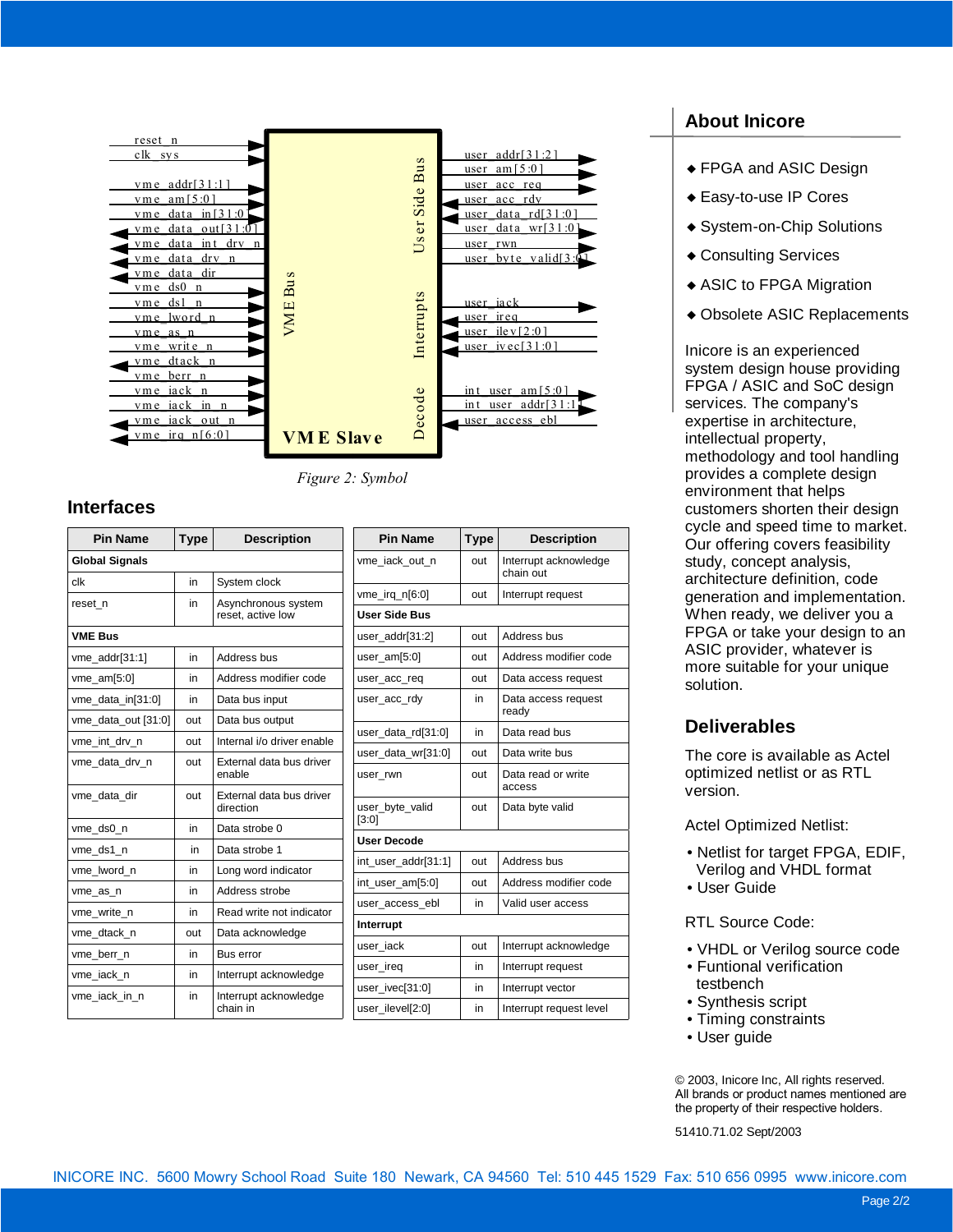reset_n
clk_sys
vme_addr[31:1]
vme_am[5:0]
vme_data_in[31:0]
vme_data_out[31:0]
vme_data_int_drv_n
vme_data_drv_n
vme_data_dir
vme_ds0_n
vme_ds1_n
vme_lword_n
vme_as_n
vme_write_n
vme_dtack_n
vme_berr_n
vme_iack_n
vme_iack_in_n
vme_iack_out_n
vme_irq_n[6:0]

VME Bus

VME Slave

User Side Bus

user_addr[31:2]
user_am[5:0]
user_acc_req
user_acc_rdy
user_data_rd[31:0]
user_data_wr[31:0]
user_rwn
user_byte_valid[3:0]

Interrupts

user_iack
user_ireq
user_ilev[2:0]
user_ivec[31:0]

Decode

int_user_am[5:0]
int_user_addr[31:1]
user_access_ebl

*Figure 2: Symbol*

## Interfaces

| Pin Name | Type | Description |
|---|---|---|
| **Global Signals** | | |
| clk | in | System clock |
| reset_n | in | Asynchronous system reset, active low |
| **VME Bus** | | |
| vme_addr[31:1] | in | Address bus |
| vme_am[5:0] | in | Address modifier code |
| vme_data_in[31:0] | in | Data bus input |
| vme_data_out [31:0] | out | Data bus output |
| vme_int_drv_n | out | Internal i/o driver enable |
| vme_data_drv_n | out | External data bus driver enable |
| vme_data_dir | out | External data bus driver direction |
| vme_ds0_n | in | Data strobe 0 |
| vme_ds1_n | in | Data strobe 1 |
| vme_lword_n | in | Long word indicator |
| vme_as_n | in | Address strobe |
| vme_write_n | in | Read write not indicator |
| vme_dtack_n | out | Data acknowledge |
| vme_berr_n | in | Bus error |
| vme_iack_n | in | Interrupt acknowledge |
| vme_iack_in_n | in | Interrupt acknowledge chain in |

| Pin Name | Type | Description |
|---|---|---|
| vme_iack_out_n | out | Interrupt acknowledge chain out |
| vme_irq_n[6:0] | out | Interrupt request |
| **User Side Bus** | | |
| user_addr[31:2] | out | Address bus |
| user_am[5:0] | out | Address modifier code |
| user_acc_req | out | Data access request |
| user_acc_rdy | in | Data access request ready |
| user_data_rd[31:0] | in | Data read bus |
| user_data_wr[31:0] | out | Data write bus |
| user_rwn | out | Data read or write access |
| user_byte_valid [3:0] | out | Data byte valid |
| **User Decode** | | |
| int_user_addr[31:1] | out | Address bus |
| int_user_am[5:0] | out | Address modifier code |
| user_access_ebl | in | Valid user access |
| **Interrupt** | | |
| user_iack | out | Interrupt acknowledge |
| user_ireq | in | Interrupt request |
| user_ivec[31:0] | in | Interrupt vector |
| user_ilevel[2:0] | in | Interrupt request level |

## About Inicore

- ◆ FPGA and ASIC Design
- ◆ Easy-to-use IP Cores
- ◆ System-on-Chip Solutions
- ◆ Consulting Services
- ◆ ASIC to FPGA Migration
- ◆ Obsolete ASIC Replacements

Inicore is an experienced system design house providing FPGA / ASIC and SoC design services. The company's expertise in architecture, intellectual property, methodology and tool handling provides a complete design environment that helps customers shorten their design cycle and speed time to market. Our offering covers feasibility study, concept analysis, architecture definition, code generation and implementation. When ready, we deliver you a FPGA or take your design to an ASIC provider, whatever is more suitable for your unique solution.

## Deliverables

The core is available as Actel optimized netlist or as RTL version.

Actel Optimized Netlist:

- Netlist for target FPGA, EDIF, Verilog and VHDL format
- User Guide

RTL Source Code:

- VHDL or Verilog source code
- Funtional verification testbench
- Synthesis script
- Timing constraints
- User guide

© 2003, Inicore Inc, All rights reserved.
All brands or product names mentioned are the property of their respective holders.

51410.71.02 Sept/2003

INICORE INC. 5600 Mowry School Road Suite 180 Newark, CA 94560 Tel: 510 445 1529 Fax: 510 656 0995 www.inicore.com